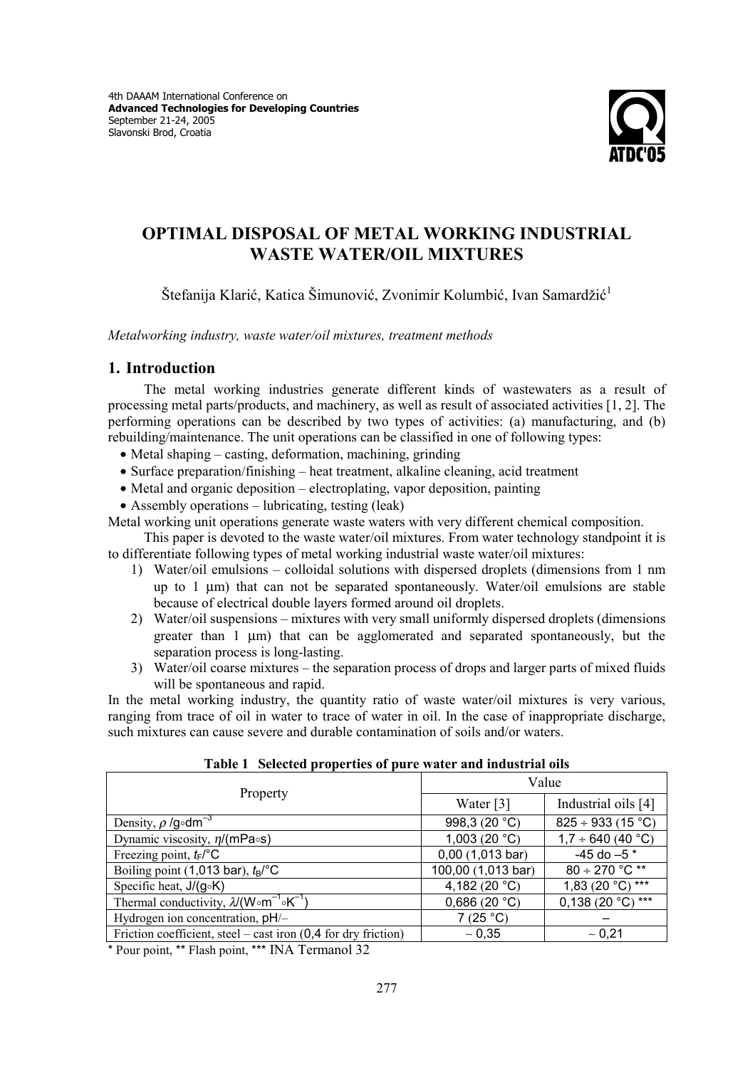4th DAAAM International Conference on
**Advanced Technologies for Developing Countries**
September 21-24, 2005
Slavonski Brod, Croatia

# OPTIMAL DISPOSAL OF METAL WORKING INDUSTRIAL WASTE WATER/OIL MIXTURES

Štefanija Klarić, Katica Šimunović, Zvonimir Kolumbić, Ivan Samardžić[1]

*Metalworking industry, waste water/oil mixtures, treatment methods*

## 1. Introduction

The metal working industries generate different kinds of wastewaters as a result of processing metal parts/products, and machinery, as well as result of associated activities [1, 2]. The performing operations can be described by two types of activities: (a) manufacturing, and (b) rebuilding/maintenance. The unit operations can be classified in one of following types:

- Metal shaping – casting, deformation, machining, grinding
- Surface preparation/finishing – heat treatment, alkaline cleaning, acid treatment
- Metal and organic deposition – electroplating, vapor deposition, painting
- Assembly operations – lubricating, testing (leak)

Metal working unit operations generate waste waters with very different chemical composition.

This paper is devoted to the waste water/oil mixtures. From water technology standpoint it is to differentiate following types of metal working industrial waste water/oil mixtures:

1) Water/oil emulsions – colloidal solutions with dispersed droplets (dimensions from 1 nm up to 1 μm) that can not be separated spontaneously. Water/oil emulsions are stable because of electrical double layers formed around oil droplets.
2) Water/oil suspensions – mixtures with very small uniformly dispersed droplets (dimensions greater than 1 μm) that can be agglomerated and separated spontaneously, but the separation process is long-lasting.
3) Water/oil coarse mixtures – the separation process of drops and larger parts of mixed fluids will be spontaneous and rapid.

In the metal working industry, the quantity ratio of waste water/oil mixtures is very various, ranging from trace of oil in water to trace of water in oil. In the case of inappropriate discharge, such mixtures can cause severe and durable contamination of soils and/or waters.

**Table 1 Selected properties of pure water and industrial oils**

| Property | Value | |
|---|---|---|
| | Water [3] | Industrial oils [4] |
| Density, $\rho$ /g∘dm$^{-3}$ | 998,3 (20 °C) | 825 ÷ 933 (15 °C) |
| Dynamic viscosity, $\eta$/(mPa∘s) | 1,003 (20 °C) | 1,7 ÷ 640 (40 °C) |
| Freezing point, $t_F$/°C | 0,00 (1,013 bar) | -45 do –5 * |
| Boiling point (1,013 bar), $t_B$/°C | 100,00 (1,013 bar) | 80 ÷ 270 °C ** |
| Specific heat, J/(g∘K) | 4,182 (20 °C) | 1,83 (20 °C) *** |
| Thermal conductivity, $\lambda$/(W∘m$^{-1}$∘K$^{-1}$) | 0,686 (20 °C) | 0,138 (20 °C) *** |
| Hydrogen ion concentration, pH/– | 7 (25 °C) | – |
| Friction coefficient, steel – cast iron (0,4 for dry friction) | ~ 0,35 | ~ 0,21 |

\* Pour point, ** Flash point, *** INA Termanol 32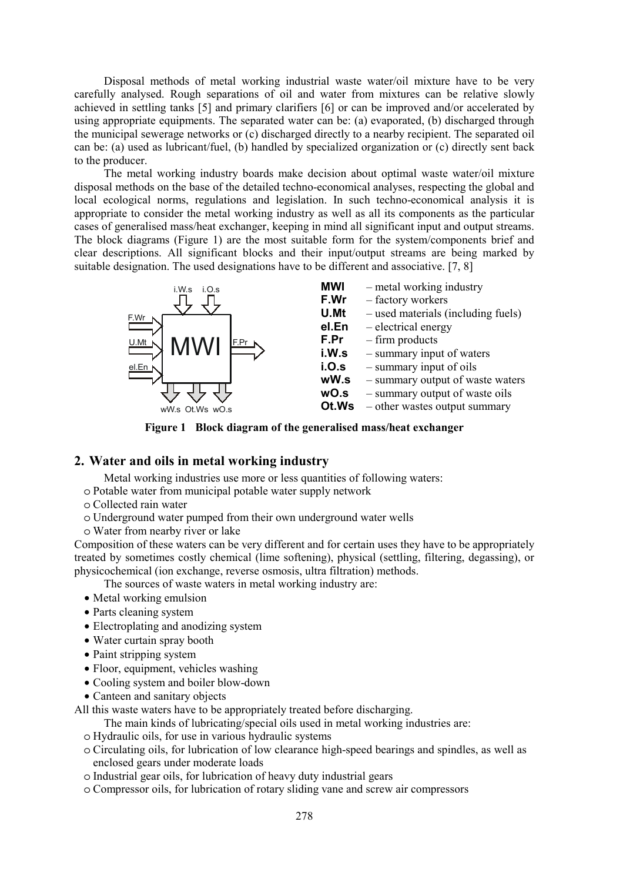Disposal methods of metal working industrial waste water/oil mixture have to be very carefully analysed. Rough separations of oil and water from mixtures can be relative slowly achieved in settling tanks [5] and primary clarifiers [6] or can be improved and/or accelerated by using appropriate equipments. The separated water can be: (a) evaporated, (b) discharged through the municipal sewerage networks or (c) discharged directly to a nearby recipient. The separated oil can be: (a) used as lubricant/fuel, (b) handled by specialized organization or (c) directly sent back to the producer.

The metal working industry boards make decision about optimal waste water/oil mixture disposal methods on the base of the detailed techno-economical analyses, respecting the global and local ecological norms, regulations and legislation. In such techno-economical analysis it is appropriate to consider the metal working industry as well as all its components as the particular cases of generalised mass/heat exchanger, keeping in mind all significant input and output streams. The block diagrams (Figure 1) are the most suitable form for the system/components brief and clear descriptions. All significant blocks and their input/output streams are being marked by suitable designation. The used designations have to be different and associative. [7, 8]

**MWI** – metal working industry
**F.Wr** – factory workers
**U.Mt** – used materials (including fuels)
**el.En** – electrical energy
**F.Pr** – firm products
**i.W.s** – summary input of waters
**i.O.s** – summary input of oils
**wW.s** – summary output of waste waters
**wO.s** – summary output of waste oils
**Ot.Ws** – other wastes output summary

**Figure 1 Block diagram of the generalised mass/heat exchanger**

## 2. Water and oils in metal working industry

Metal working industries use more or less quantities of following waters:

- Potable water from municipal potable water supply network
- Collected rain water
- Underground water pumped from their own underground water wells
- Water from nearby river or lake

Composition of these waters can be very different and for certain uses they have to be appropriately treated by sometimes costly chemical (lime softening), physical (settling, filtering, degassing), or physicochemical (ion exchange, reverse osmosis, ultra filtration) methods.

The sources of waste waters in metal working industry are:

- Metal working emulsion
- Parts cleaning system
- Electroplating and anodizing system
- Water curtain spray booth
- Paint stripping system
- Floor, equipment, vehicles washing
- Cooling system and boiler blow-down
- Canteen and sanitary objects

All this waste waters have to be appropriately treated before discharging.

The main kinds of lubricating/special oils used in metal working industries are:

- Hydraulic oils, for use in various hydraulic systems
- Circulating oils, for lubrication of low clearance high-speed bearings and spindles, as well as enclosed gears under moderate loads
- Industrial gear oils, for lubrication of heavy duty industrial gears
- Compressor oils, for lubrication of rotary sliding vane and screw air compressors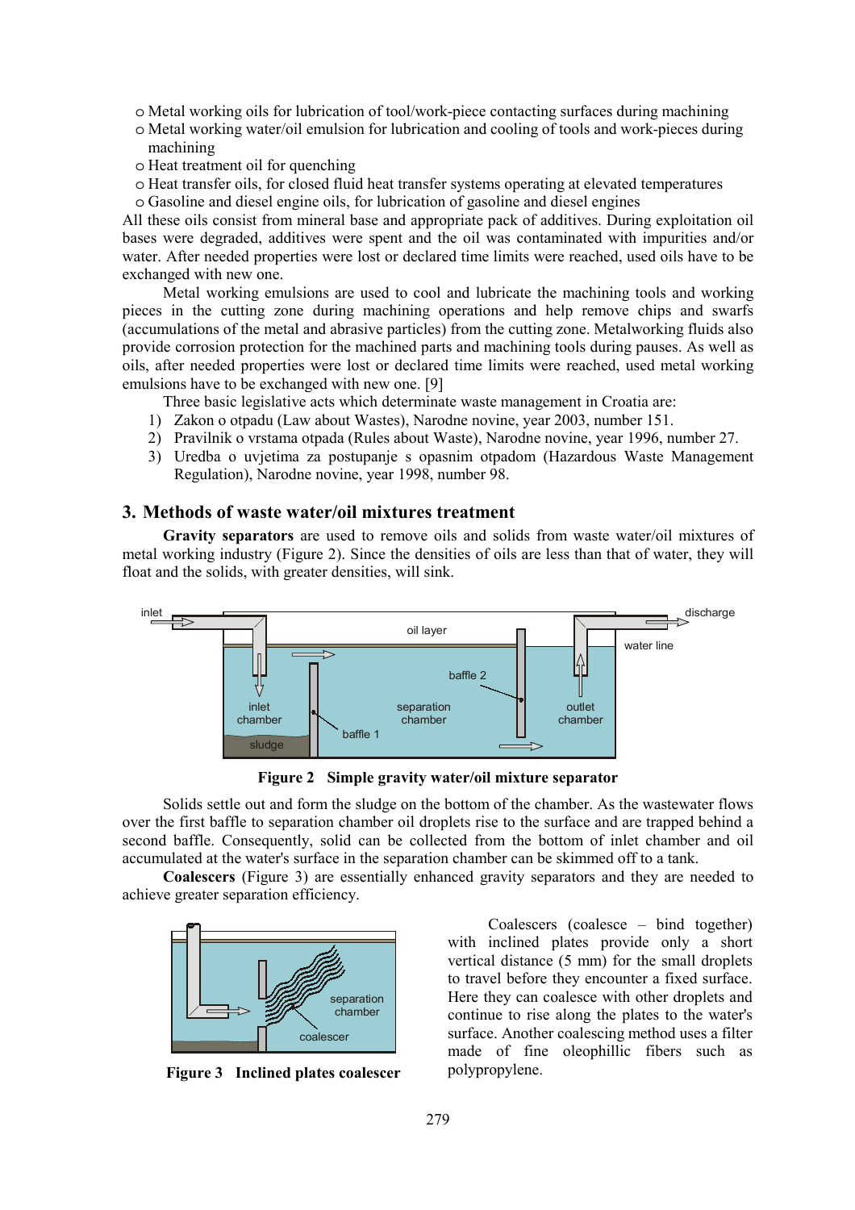- Metal working oils for lubrication of tool/work-piece contacting surfaces during machining
- Metal working water/oil emulsion for lubrication and cooling of tools and work-pieces during machining
- Heat treatment oil for quenching
- Heat transfer oils, for closed fluid heat transfer systems operating at elevated temperatures
- Gasoline and diesel engine oils, for lubrication of gasoline and diesel engines

All these oils consist from mineral base and appropriate pack of additives. During exploitation oil bases were degraded, additives were spent and the oil was contaminated with impurities and/or water. After needed properties were lost or declared time limits were reached, used oils have to be exchanged with new one.

Metal working emulsions are used to cool and lubricate the machining tools and working pieces in the cutting zone during machining operations and help remove chips and swarfs (accumulations of the metal and abrasive particles) from the cutting zone. Metalworking fluids also provide corrosion protection for the machined parts and machining tools during pauses. As well as oils, after needed properties were lost or declared time limits were reached, used metal working emulsions have to be exchanged with new one. [9]

Three basic legislative acts which determinate waste management in Croatia are:

1) Zakon o otpadu (Law about Wastes), Narodne novine, year 2003, number 151.
2) Pravilnik o vrstama otpada (Rules about Waste), Narodne novine, year 1996, number 27.
3) Uredba o uvjetima za postupanje s opasnim otpadom (Hazardous Waste Management Regulation), Narodne novine, year 1998, number 98.

## 3. Methods of waste water/oil mixtures treatment

**Gravity separators** are used to remove oils and solids from waste water/oil mixtures of metal working industry (Figure 2). Since the densities of oils are less than that of water, they will float and the solids, with greater densities, will sink.

**Figure 2 Simple gravity water/oil mixture separator**

Solids settle out and form the sludge on the bottom of the chamber. As the wastewater flows over the first baffle to separation chamber oil droplets rise to the surface and are trapped behind a second baffle. Consequently, solid can be collected from the bottom of inlet chamber and oil accumulated at the water's surface in the separation chamber can be skimmed off to a tank.

**Coalescers** (Figure 3) are essentially enhanced gravity separators and they are needed to achieve greater separation efficiency.

**Figure 3 Inclined plates coalescer**

Coalescers (coalesce – bind together) with inclined plates provide only a short vertical distance (5 mm) for the small droplets to travel before they encounter a fixed surface. Here they can coalesce with other droplets and continue to rise along the plates to the water's surface. Another coalescing method uses a filter made of fine oleophillic fibers such as polypropylene.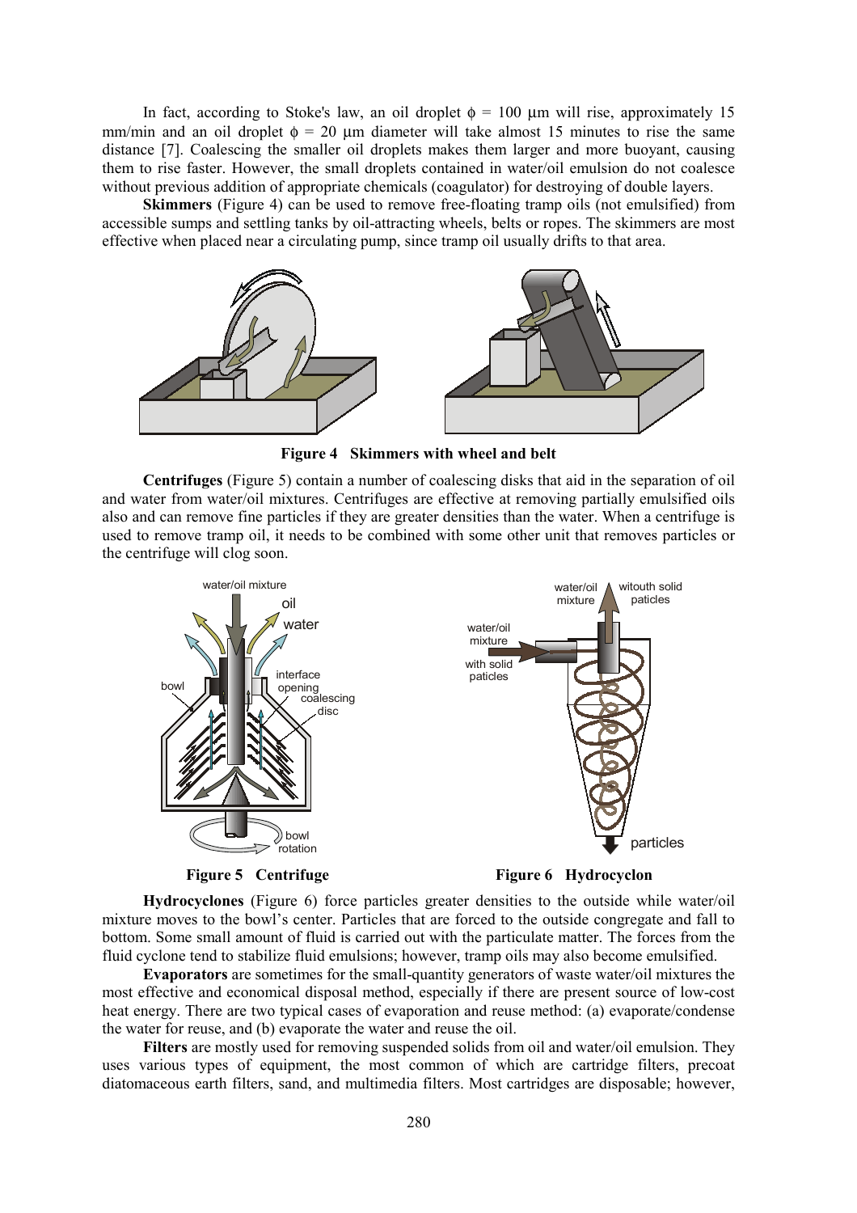In fact, according to Stoke's law, an oil droplet $\phi$ = 100 μm will rise, approximately 15 mm/min and an oil droplet $\phi$ = 20 μm diameter will take almost 15 minutes to rise the same distance [7]. Coalescing the smaller oil droplets makes them larger and more buoyant, causing them to rise faster. However, the small droplets contained in water/oil emulsion do not coalesce without previous addition of appropriate chemicals (coagulator) for destroying of double layers.

**Skimmers** (Figure 4) can be used to remove free-floating tramp oils (not emulsified) from accessible sumps and settling tanks by oil-attracting wheels, belts or ropes. The skimmers are most effective when placed near a circulating pump, since tramp oil usually drifts to that area.

**Figure 4 Skimmers with wheel and belt**

**Centrifuges** (Figure 5) contain a number of coalescing disks that aid in the separation of oil and water from water/oil mixtures. Centrifuges are effective at removing partially emulsified oils also and can remove fine particles if they are greater densities than the water. When a centrifuge is used to remove tramp oil, it needs to be combined with some other unit that removes particles or the centrifuge will clog soon.

**Figure 5 Centrifuge**

**Figure 6 Hydrocyclon**

**Hydrocyclones** (Figure 6) force particles greater densities to the outside while water/oil mixture moves to the bowl's center. Particles that are forced to the outside congregate and fall to bottom. Some small amount of fluid is carried out with the particulate matter. The forces from the fluid cyclone tend to stabilize fluid emulsions; however, tramp oils may also become emulsified.

**Evaporators** are sometimes for the small-quantity generators of waste water/oil mixtures the most effective and economical disposal method, especially if there are present source of low-cost heat energy. There are two typical cases of evaporation and reuse method: (a) evaporate/condense the water for reuse, and (b) evaporate the water and reuse the oil.

**Filters** are mostly used for removing suspended solids from oil and water/oil emulsion. They uses various types of equipment, the most common of which are cartridge filters, precoat diatomaceous earth filters, sand, and multimedia filters. Most cartridges are disposable; however,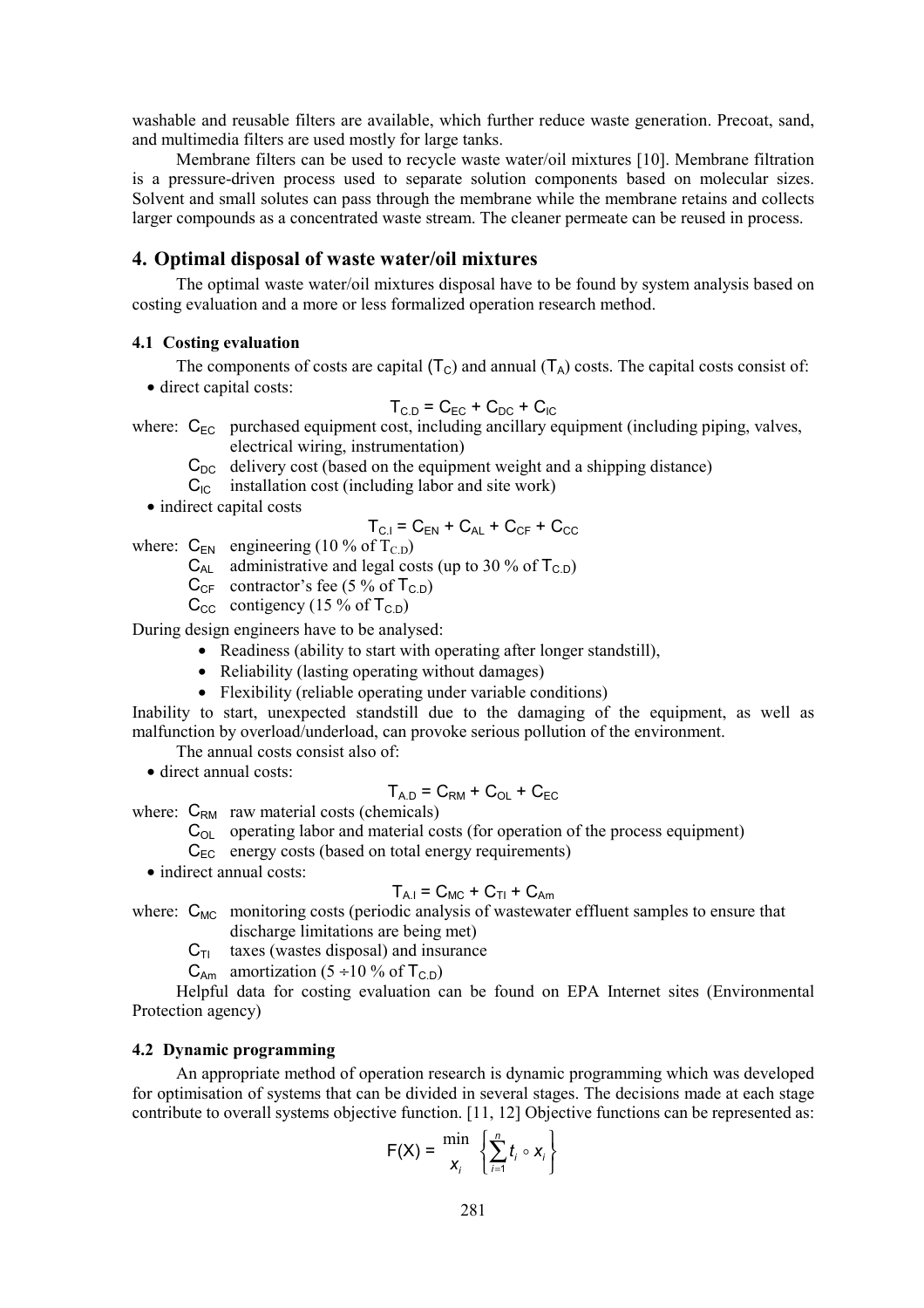washable and reusable filters are available, which further reduce waste generation. Precoat, sand, and multimedia filters are used mostly for large tanks.

Membrane filters can be used to recycle waste water/oil mixtures [10]. Membrane filtration is a pressure-driven process used to separate solution components based on molecular sizes. Solvent and small solutes can pass through the membrane while the membrane retains and collects larger compounds as a concentrated waste stream. The cleaner permeate can be reused in process.

## 4. Optimal disposal of waste water/oil mixtures

The optimal waste water/oil mixtures disposal have to be found by system analysis based on costing evaluation and a more or less formalized operation research method.

### 4.1 Costing evaluation

The components of costs are capital ($T_C$) and annual ($T_A$) costs. The capital costs consist of:

- direct capital costs:

$$T_{C.D} = C_{EC} + C_{DC} + C_{IC}$$

where: $C_{EC}$ purchased equipment cost, including ancillary equipment (including piping, valves, electrical wiring, instrumentation)
$C_{DC}$ delivery cost (based on the equipment weight and a shipping distance)
$C_{IC}$ installation cost (including labor and site work)

- indirect capital costs

$$T_{C.I} = C_{EN} + C_{AL} + C_{CF} + C_{CC}$$

where: $C_{EN}$ engineering (10 % of $T_{C.D}$)
$C_{AL}$ administrative and legal costs (up to 30 % of $T_{C.D}$)
$C_{CF}$ contractor's fee (5 % of $T_{C.D}$)
$C_{CC}$ contigency (15 % of $T_{C.D}$)

During design engineers have to be analysed:

- Readiness (ability to start with operating after longer standstill),
- Reliability (lasting operating without damages)
- Flexibility (reliable operating under variable conditions)

Inability to start, unexpected standstill due to the damaging of the equipment, as well as malfunction by overload/underload, can provoke serious pollution of the environment.

The annual costs consist also of:

- direct annual costs:

$$T_{A.D} = C_{RM} + C_{OL} + C_{EC}$$

where: $C_{RM}$ raw material costs (chemicals)
$C_{OL}$ operating labor and material costs (for operation of the process equipment)
$C_{EC}$ energy costs (based on total energy requirements)

- indirect annual costs:

$$T_{A.I} = C_{MC} + C_{TI} + C_{Am}$$

where: $C_{MC}$ monitoring costs (periodic analysis of wastewater effluent samples to ensure that discharge limitations are being met)
$C_{TI}$ taxes (wastes disposal) and insurance
$C_{Am}$ amortization (5 ÷10 % of $T_{C.D}$)

Helpful data for costing evaluation can be found on EPA Internet sites (Environmental Protection agency)

### 4.2 Dynamic programming

An appropriate method of operation research is dynamic programming which was developed for optimisation of systems that can be divided in several stages. The decisions made at each stage contribute to overall systems objective function. [11, 12] Objective functions can be represented as:

$$F(X) = \min_{x_i} \left\{ \sum_{i=1}^{n} t_i \circ x_i \right\}$$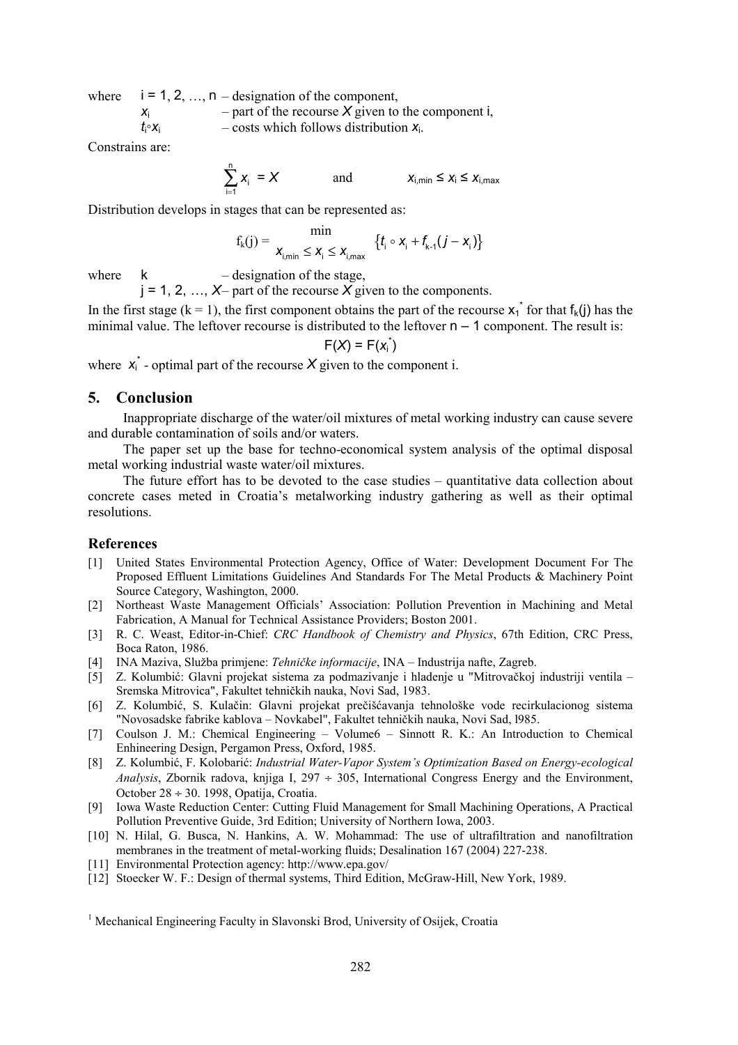where $i = 1, 2, \ldots, n$ – designation of the component,

$x_i$ – part of the recourse $X$ given to the component i,

$t_i \circ x_i$ – costs which follows distribution $x_i$.

Constrains are:

$$\sum_{i=1}^{n} x_i = X \qquad \text{and} \qquad x_{i,\min} \leq x_i \leq x_{i,\max}$$

Distribution develops in stages that can be represented as:

$$f_k(j) = \min_{x_{i,\min} \leq x_i \leq x_{i,\max}} \{t_i \circ x_i + f_{k-1}(j - x_i)\}$$

where $k$ – designation of the stage,

$j = 1, 2, \ldots, X$ – part of the recourse $X$ given to the components.

In the first stage (k = 1), the first component obtains the part of the recourse $x_1^*$ for that $f_k(j)$ has the minimal value. The leftover recourse is distributed to the leftover $n - 1$ component. The result is:

$$F(X) = F(x_i^*)$$

where $x_i^*$ - optimal part of the recourse $X$ given to the component i.

## 5. Conclusion

Inappropriate discharge of the water/oil mixtures of metal working industry can cause severe and durable contamination of soils and/or waters.

The paper set up the base for techno-economical system analysis of the optimal disposal metal working industrial waste water/oil mixtures.

The future effort has to be devoted to the case studies – quantitative data collection about concrete cases meted in Croatia's metalworking industry gathering as well as their optimal resolutions.

### References

[1] United States Environmental Protection Agency, Office of Water: Development Document For The Proposed Effluent Limitations Guidelines And Standards For The Metal Products & Machinery Point Source Category, Washington, 2000.

[2] Northeast Waste Management Officials' Association: Pollution Prevention in Machining and Metal Fabrication, A Manual for Technical Assistance Providers; Boston 2001.

[3] R. C. Weast, Editor-in-Chief: *CRC Handbook of Chemistry and Physics*, 67th Edition, CRC Press, Boca Raton, 1986.

[4] INA Maziva, Služba primjene: *Tehničke informacije*, INA – Industrija nafte, Zagreb.

[5] Z. Kolumbić: Glavni projekat sistema za podmazivanje i hladenje u "Mitrovačkoj industriji ventila – Sremska Mitrovica", Fakultet tehničkih nauka, Novi Sad, 1983.

[6] Z. Kolumbić, S. Kulačin: Glavni projekat prečišćavanja tehnološke vode recirkulacionog sistema "Novosadske fabrike kablova – Novkabel", Fakultet tehničkih nauka, Novi Sad, l985.

[7] Coulson J. M.: Chemical Engineering – Volume6 – Sinnott R. K.: An Introduction to Chemical Enhineering Design, Pergamon Press, Oxford, 1985.

[8] Z. Kolumbić, F. Kolobarić: *Industrial Water-Vapor System's Optimization Based on Energy-ecological Analysis*, Zbornik radova, knjiga I, 297 ÷ 305, International Congress Energy and the Environment, October 28 ÷ 30. 1998, Opatija, Croatia.

[9] Iowa Waste Reduction Center: Cutting Fluid Management for Small Machining Operations, A Practical Pollution Preventive Guide, 3rd Edition; University of Northern Iowa, 2003.

[10] N. Hilal, G. Busca, N. Hankins, A. W. Mohammad: The use of ultrafiltration and nanofiltration membranes in the treatment of metal-working fluids; Desalination 167 (2004) 227-238.

[11] Environmental Protection agency: http://www.epa.gov/

[12] Stoecker W. F.: Design of thermal systems, Third Edition, McGraw-Hill, New York, 1989.

[1] Mechanical Engineering Faculty in Slavonski Brod, University of Osijek, Croatia